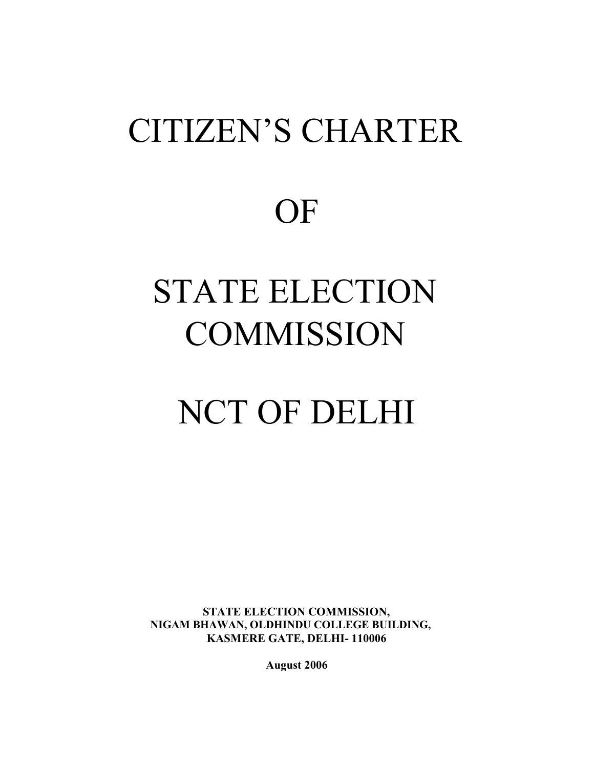# CITIZEN'S CHARTER

# OF

# STATE ELECTION COMMISSION

# NCT OF DELHI

**STATE ELECTION COMMISSION,**
**NIGAM BHAWAN, OLDHINDU COLLEGE BUILDING,**
**KASMERE GATE, DELHI- 110006**

**August 2006**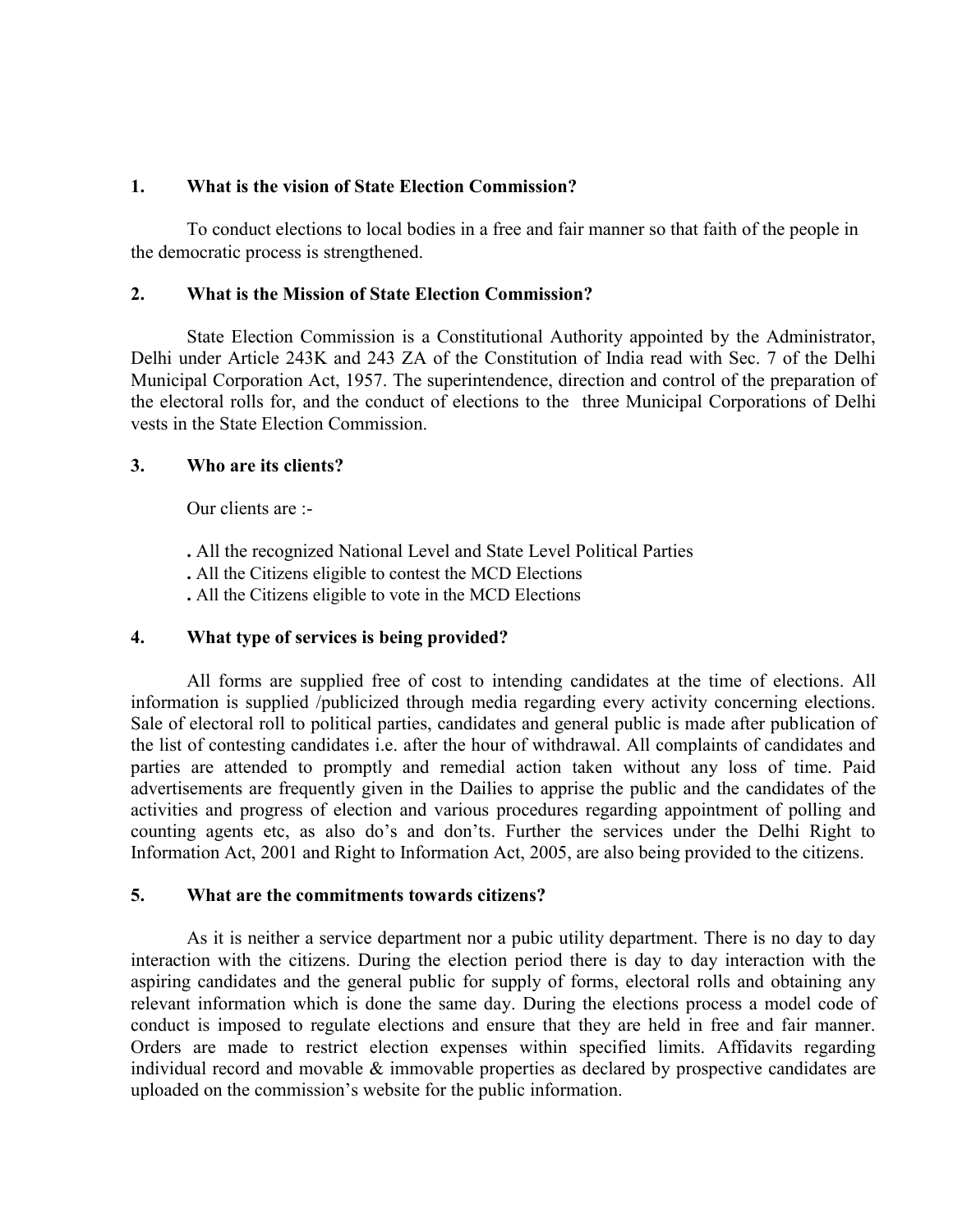**1. What is the vision of State Election Commission?**

To conduct elections to local bodies in a free and fair manner so that faith of the people in the democratic process is strengthened.

**2. What is the Mission of State Election Commission?**

State Election Commission is a Constitutional Authority appointed by the Administrator, Delhi under Article 243K and 243 ZA of the Constitution of India read with Sec. 7 of the Delhi Municipal Corporation Act, 1957. The superintendence, direction and control of the preparation of the electoral rolls for, and the conduct of elections to the three Municipal Corporations of Delhi vests in the State Election Commission.

**3. Who are its clients?**

Our clients are :-

. All the recognized National Level and State Level Political Parties
. All the Citizens eligible to contest the MCD Elections
. All the Citizens eligible to vote in the MCD Elections

**4. What type of services is being provided?**

All forms are supplied free of cost to intending candidates at the time of elections. All information is supplied /publicized through media regarding every activity concerning elections. Sale of electoral roll to political parties, candidates and general public is made after publication of the list of contesting candidates i.e. after the hour of withdrawal. All complaints of candidates and parties are attended to promptly and remedial action taken without any loss of time. Paid advertisements are frequently given in the Dailies to apprise the public and the candidates of the activities and progress of election and various procedures regarding appointment of polling and counting agents etc, as also do's and don'ts. Further the services under the Delhi Right to Information Act, 2001 and Right to Information Act, 2005, are also being provided to the citizens.

**5. What are the commitments towards citizens?**

As it is neither a service department nor a pubic utility department. There is no day to day interaction with the citizens. During the election period there is day to day interaction with the aspiring candidates and the general public for supply of forms, electoral rolls and obtaining any relevant information which is done the same day. During the elections process a model code of conduct is imposed to regulate elections and ensure that they are held in free and fair manner. Orders are made to restrict election expenses within specified limits. Affidavits regarding individual record and movable & immovable properties as declared by prospective candidates are uploaded on the commission's website for the public information.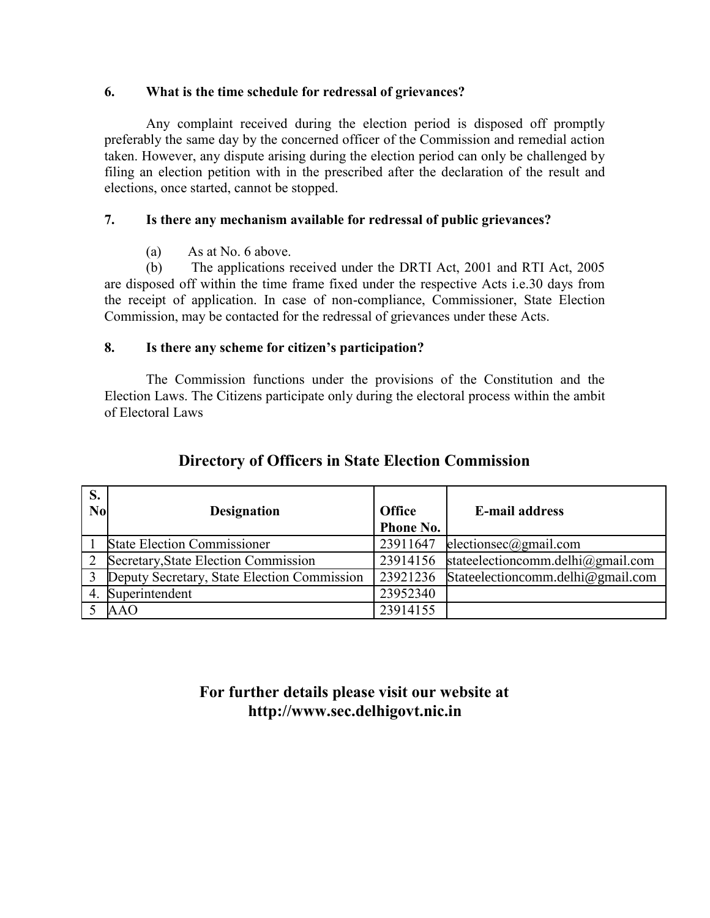**6. What is the time schedule for redressal of grievances?**

Any complaint received during the election period is disposed off promptly preferably the same day by the concerned officer of the Commission and remedial action taken. However, any dispute arising during the election period can only be challenged by filing an election petition with in the prescribed after the declaration of the result and elections, once started, cannot be stopped.

**7. Is there any mechanism available for redressal of public grievances?**

(a) As at No. 6 above.

(b) The applications received under the DRTI Act, 2001 and RTI Act, 2005 are disposed off within the time frame fixed under the respective Acts i.e.30 days from the receipt of application. In case of non-compliance, Commissioner, State Election Commission, may be contacted for the redressal of grievances under these Acts.

**8. Is there any scheme for citizen's participation?**

The Commission functions under the provisions of the Constitution and the Election Laws. The Citizens participate only during the electoral process within the ambit of Electoral Laws

## Directory of Officers in State Election Commission

| S. No | Designation | Office Phone No. | E-mail address |
|---|---|---|---|
| 1 | State Election Commissioner | 23911647 | electionsec@gmail.com |
| 2 | Secretary,State Election Commission | 23914156 | stateelectioncomm.delhi@gmail.com |
| 3 | Deputy Secretary, State Election Commission | 23921236 | Stateelectioncomm.delhi@gmail.com |
| 4. | Superintendent | 23952340 | |
| 5 | AAO | 23914155 | |

**For further details please visit our website at http://www.sec.delhigovt.nic.in**